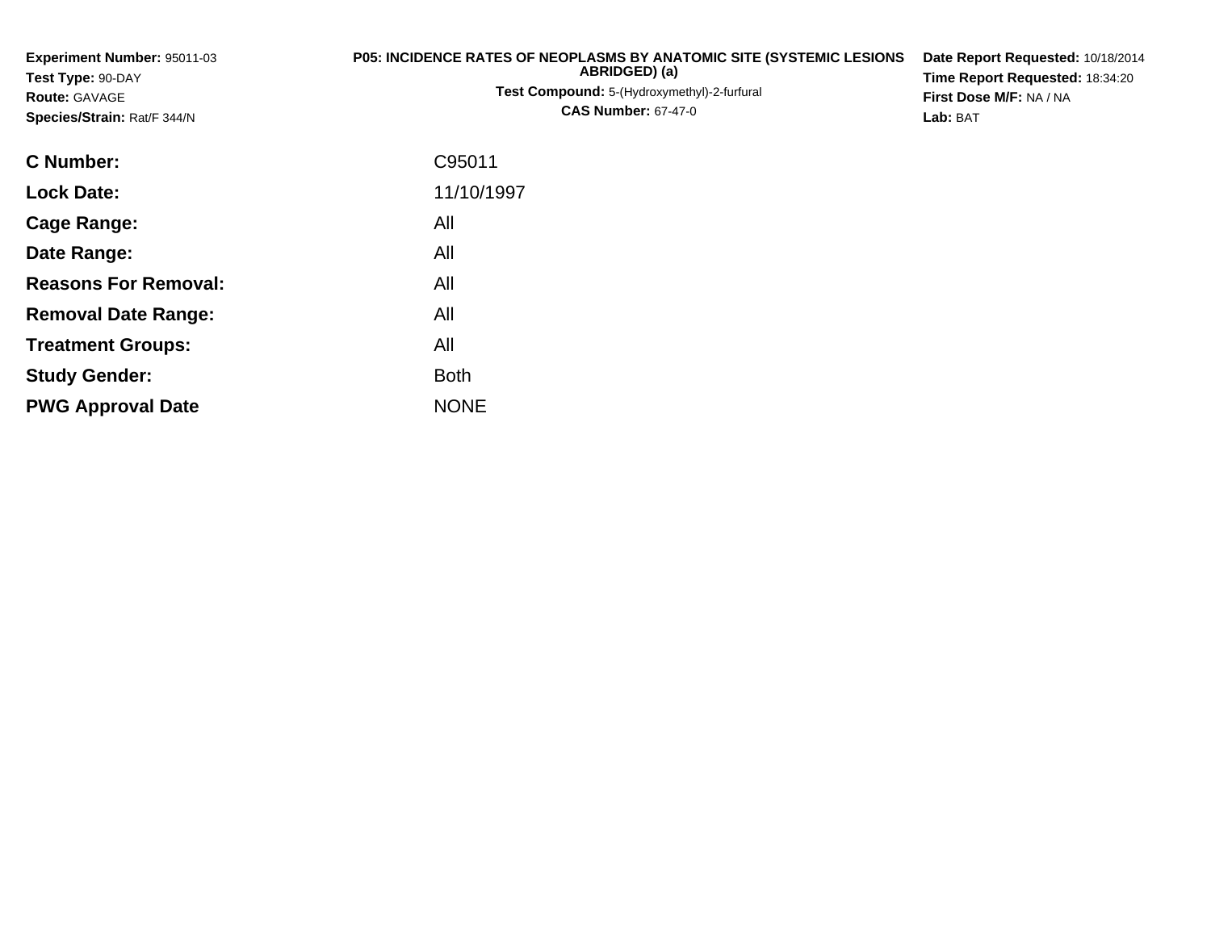**Experiment Number:** 95011-03
**Test Type:** 90-DAY
**Route:** GAVAGE
**Species/Strain:** Rat/F 344/N

**P05: INCIDENCE RATES OF NEOPLASMS BY ANATOMIC SITE (SYSTEMIC LESIONS ABRIDGED) (a)**
**Test Compound:** 5-(Hydroxymethyl)-2-furfural
**CAS Number:** 67-47-0

**Date Report Requested:** 10/18/2014
**Time Report Requested:** 18:34:20
**First Dose M/F:** NA / NA
**Lab:** BAT

| | |
|---|---|
| **C Number:** | C95011 |
| **Lock Date:** | 11/10/1997 |
| **Cage Range:** | All |
| **Date Range:** | All |
| **Reasons For Removal:** | All |
| **Removal Date Range:** | All |
| **Treatment Groups:** | All |
| **Study Gender:** | Both |
| **PWG Approval Date** | NONE |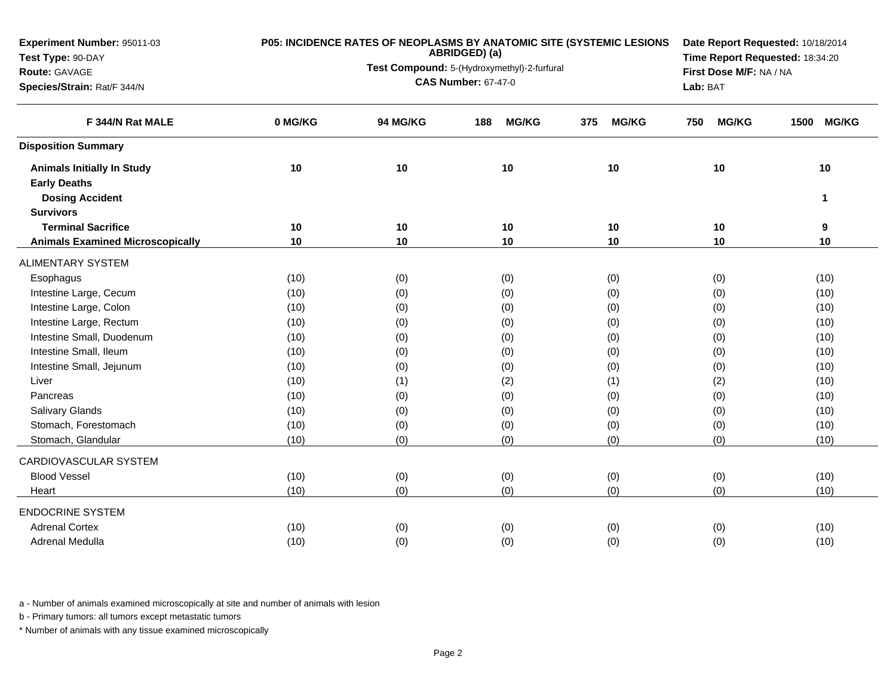**Experiment Number:** 95011-03
**Test Type:** 90-DAY
**Route:** GAVAGE
**Species/Strain:** Rat/F 344/N

**P05: INCIDENCE RATES OF NEOPLASMS BY ANATOMIC SITE (SYSTEMIC LESIONS ABRIDGED) (a)**
**Test Compound:** 5-(Hydroxymethyl)-2-furfural
**CAS Number:** 67-47-0

**Date Report Requested:** 10/18/2014
**Time Report Requested:** 18:34:20
**First Dose M/F:** NA / NA
**Lab:** BAT

| F 344/N Rat MALE | 0 MG/KG | 94 MG/KG | 188 MG/KG | 375 MG/KG | 750 MG/KG | 1500 MG/KG |
|---|---|---|---|---|---|---|
| **Disposition Summary** | | | | | | |
| **Animals Initially In Study** | **10** | **10** | **10** | **10** | **10** | **10** |
| **Early Deaths** | | | | | | |
| **Dosing Accident** | | | | | | **1** |
| **Survivors** | | | | | | |
| **Terminal Sacrifice** | **10** | **10** | **10** | **10** | **10** | **9** |
| **Animals Examined Microscopically** | **10** | **10** | **10** | **10** | **10** | **10** |
| ALIMENTARY SYSTEM | | | | | | |
| Esophagus | (10) | (0) | (0) | (0) | (0) | (10) |
| Intestine Large, Cecum | (10) | (0) | (0) | (0) | (0) | (10) |
| Intestine Large, Colon | (10) | (0) | (0) | (0) | (0) | (10) |
| Intestine Large, Rectum | (10) | (0) | (0) | (0) | (0) | (10) |
| Intestine Small, Duodenum | (10) | (0) | (0) | (0) | (0) | (10) |
| Intestine Small, Ileum | (10) | (0) | (0) | (0) | (0) | (10) |
| Intestine Small, Jejunum | (10) | (0) | (0) | (0) | (0) | (10) |
| Liver | (10) | (1) | (2) | (1) | (2) | (10) |
| Pancreas | (10) | (0) | (0) | (0) | (0) | (10) |
| Salivary Glands | (10) | (0) | (0) | (0) | (0) | (10) |
| Stomach, Forestomach | (10) | (0) | (0) | (0) | (0) | (10) |
| Stomach, Glandular | (10) | (0) | (0) | (0) | (0) | (10) |
| CARDIOVASCULAR SYSTEM | | | | | | |
| Blood Vessel | (10) | (0) | (0) | (0) | (0) | (10) |
| Heart | (10) | (0) | (0) | (0) | (0) | (10) |
| ENDOCRINE SYSTEM | | | | | | |
| Adrenal Cortex | (10) | (0) | (0) | (0) | (0) | (10) |
| Adrenal Medulla | (10) | (0) | (0) | (0) | (0) | (10) |

a - Number of animals examined microscopically at site and number of animals with lesion

b - Primary tumors: all tumors except metastatic tumors

* Number of animals with any tissue examined microscopically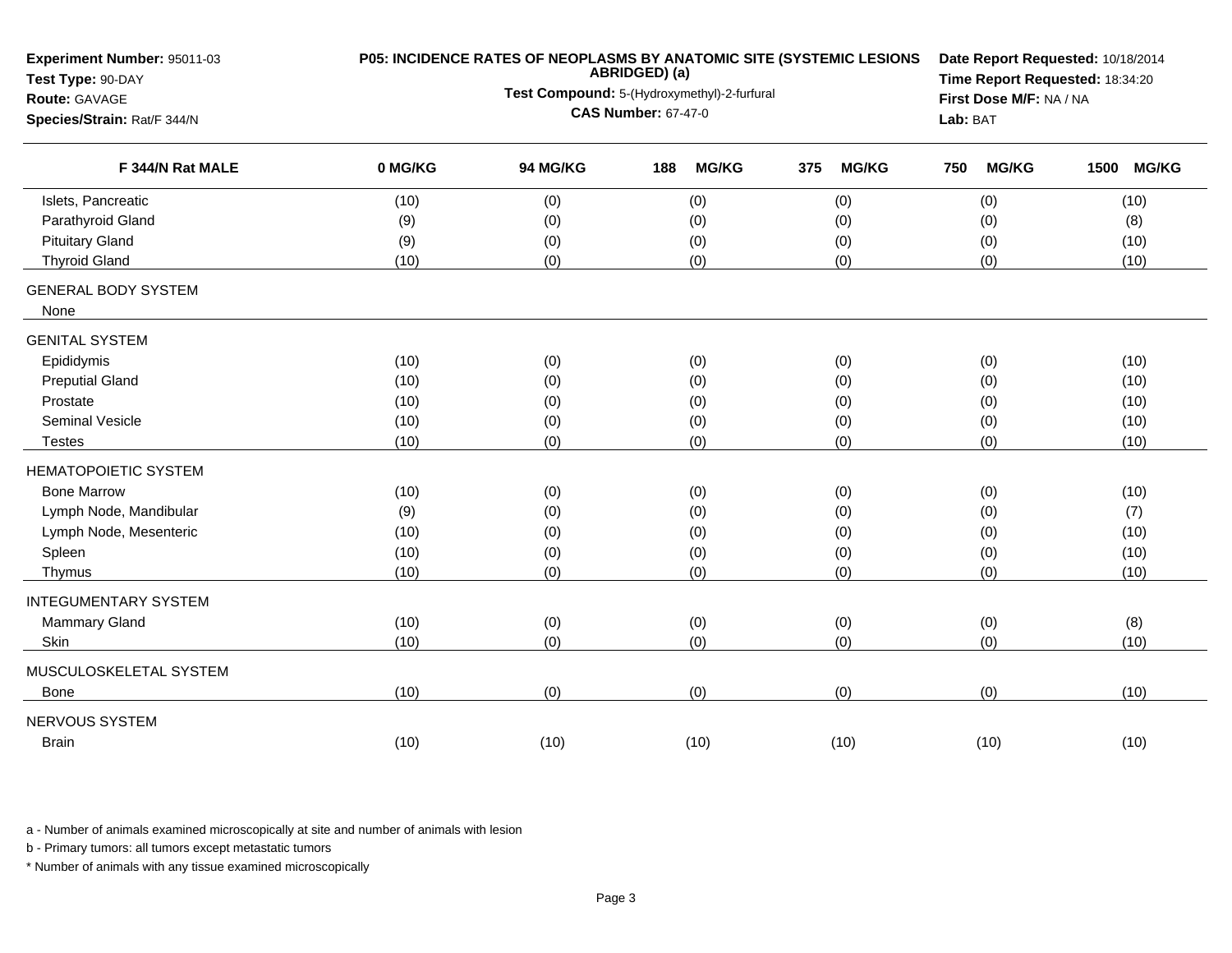**Experiment Number:** 95011-03
**Test Type:** 90-DAY
**Route:** GAVAGE
**Species/Strain:** Rat/F 344/N

**P05: INCIDENCE RATES OF NEOPLASMS BY ANATOMIC SITE (SYSTEMIC LESIONS ABRIDGED) (a)**
**Test Compound:** 5-(Hydroxymethyl)-2-furfural
**CAS Number:** 67-47-0

**Date Report Requested:** 10/18/2014
**Time Report Requested:** 18:34:20
**First Dose M/F:** NA / NA
**Lab:** BAT

| F 344/N Rat MALE | 0 MG/KG | 94 MG/KG | 188 MG/KG | 375 MG/KG | 750 MG/KG | 1500 MG/KG |
|---|---|---|---|---|---|---|
| Islets, Pancreatic | (10) | (0) | (0) | (0) | (0) | (10) |
| Parathyroid Gland | (9) | (0) | (0) | (0) | (0) | (8) |
| Pituitary Gland | (9) | (0) | (0) | (0) | (0) | (10) |
| Thyroid Gland | (10) | (0) | (0) | (0) | (0) | (10) |
| GENERAL BODY SYSTEM | | | | | | |
| None | | | | | | |
| GENITAL SYSTEM | | | | | | |
| Epididymis | (10) | (0) | (0) | (0) | (0) | (10) |
| Preputial Gland | (10) | (0) | (0) | (0) | (0) | (10) |
| Prostate | (10) | (0) | (0) | (0) | (0) | (10) |
| Seminal Vesicle | (10) | (0) | (0) | (0) | (0) | (10) |
| Testes | (10) | (0) | (0) | (0) | (0) | (10) |
| HEMATOPOIETIC SYSTEM | | | | | | |
| Bone Marrow | (10) | (0) | (0) | (0) | (0) | (10) |
| Lymph Node, Mandibular | (9) | (0) | (0) | (0) | (0) | (7) |
| Lymph Node, Mesenteric | (10) | (0) | (0) | (0) | (0) | (10) |
| Spleen | (10) | (0) | (0) | (0) | (0) | (10) |
| Thymus | (10) | (0) | (0) | (0) | (0) | (10) |
| INTEGUMENTARY SYSTEM | | | | | | |
| Mammary Gland | (10) | (0) | (0) | (0) | (0) | (8) |
| Skin | (10) | (0) | (0) | (0) | (0) | (10) |
| MUSCULOSKELETAL SYSTEM | | | | | | |
| Bone | (10) | (0) | (0) | (0) | (0) | (10) |
| NERVOUS SYSTEM | | | | | | |
| Brain | (10) | (10) | (10) | (10) | (10) | (10) |

a - Number of animals examined microscopically at site and number of animals with lesion

b - Primary tumors: all tumors except metastatic tumors

* Number of animals with any tissue examined microscopically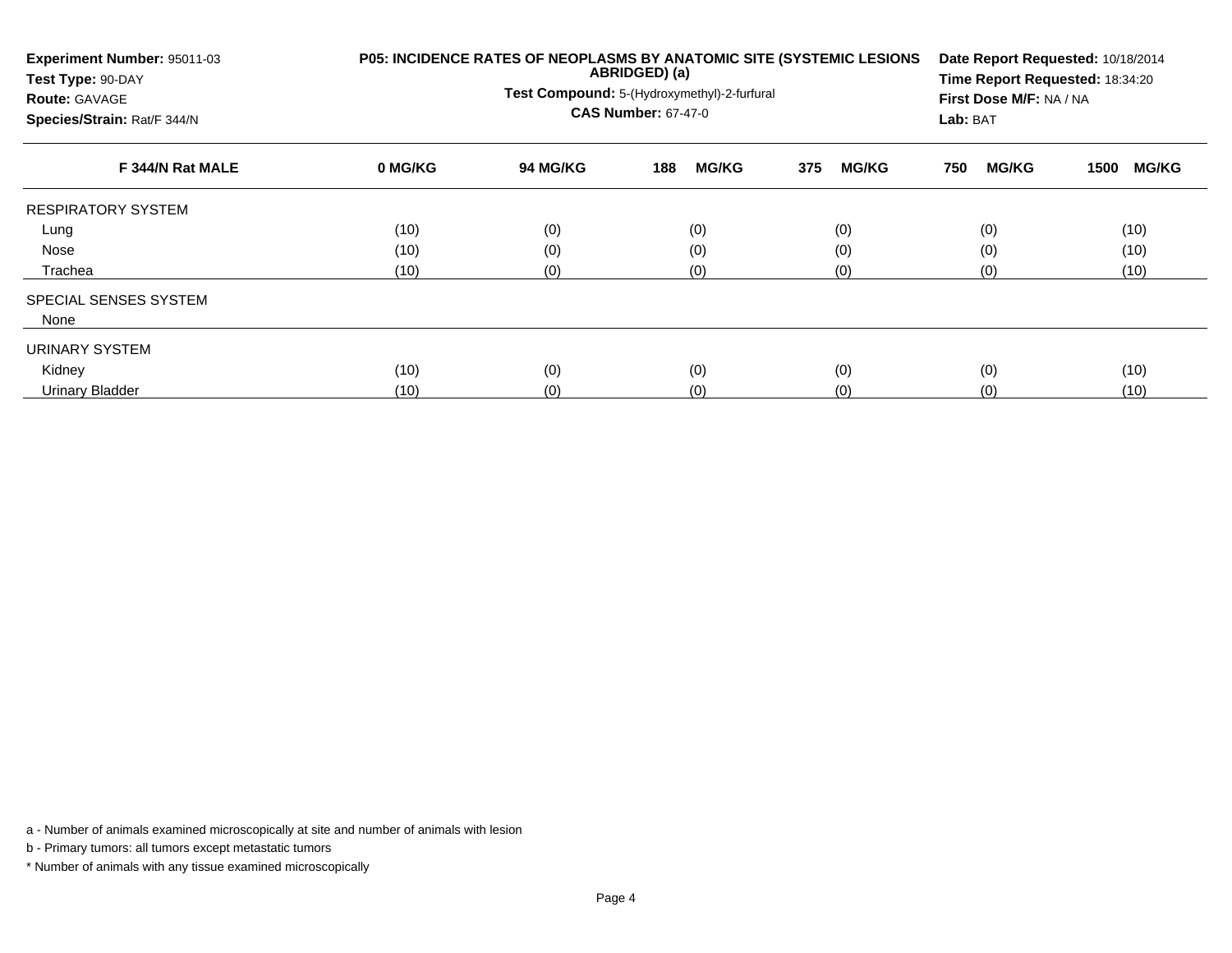**Experiment Number:** 95011-03
**Test Type:** 90-DAY
**Route:** GAVAGE
**Species/Strain:** Rat/F 344/N

**P05: INCIDENCE RATES OF NEOPLASMS BY ANATOMIC SITE (SYSTEMIC LESIONS ABRIDGED) (a)**
**Test Compound:** 5-(Hydroxymethyl)-2-furfural
**CAS Number:** 67-47-0

**Date Report Requested:** 10/18/2014
**Time Report Requested:** 18:34:20
**First Dose M/F:** NA / NA
**Lab:** BAT

| F 344/N Rat MALE | 0 MG/KG | 94 MG/KG | 188 MG/KG | 375 MG/KG | 750 MG/KG | 1500 MG/KG |
|---|---|---|---|---|---|---|
| RESPIRATORY SYSTEM | | | | | | |
| Lung | (10) | (0) | (0) | (0) | (0) | (10) |
| Nose | (10) | (0) | (0) | (0) | (0) | (10) |
| Trachea | (10) | (0) | (0) | (0) | (0) | (10) |
| SPECIAL SENSES SYSTEM | | | | | | |
| None | | | | | | |
| URINARY SYSTEM | | | | | | |
| Kidney | (10) | (0) | (0) | (0) | (0) | (10) |
| Urinary Bladder | (10) | (0) | (0) | (0) | (0) | (10) |

a - Number of animals examined microscopically at site and number of animals with lesion

b - Primary tumors: all tumors except metastatic tumors

* Number of animals with any tissue examined microscopically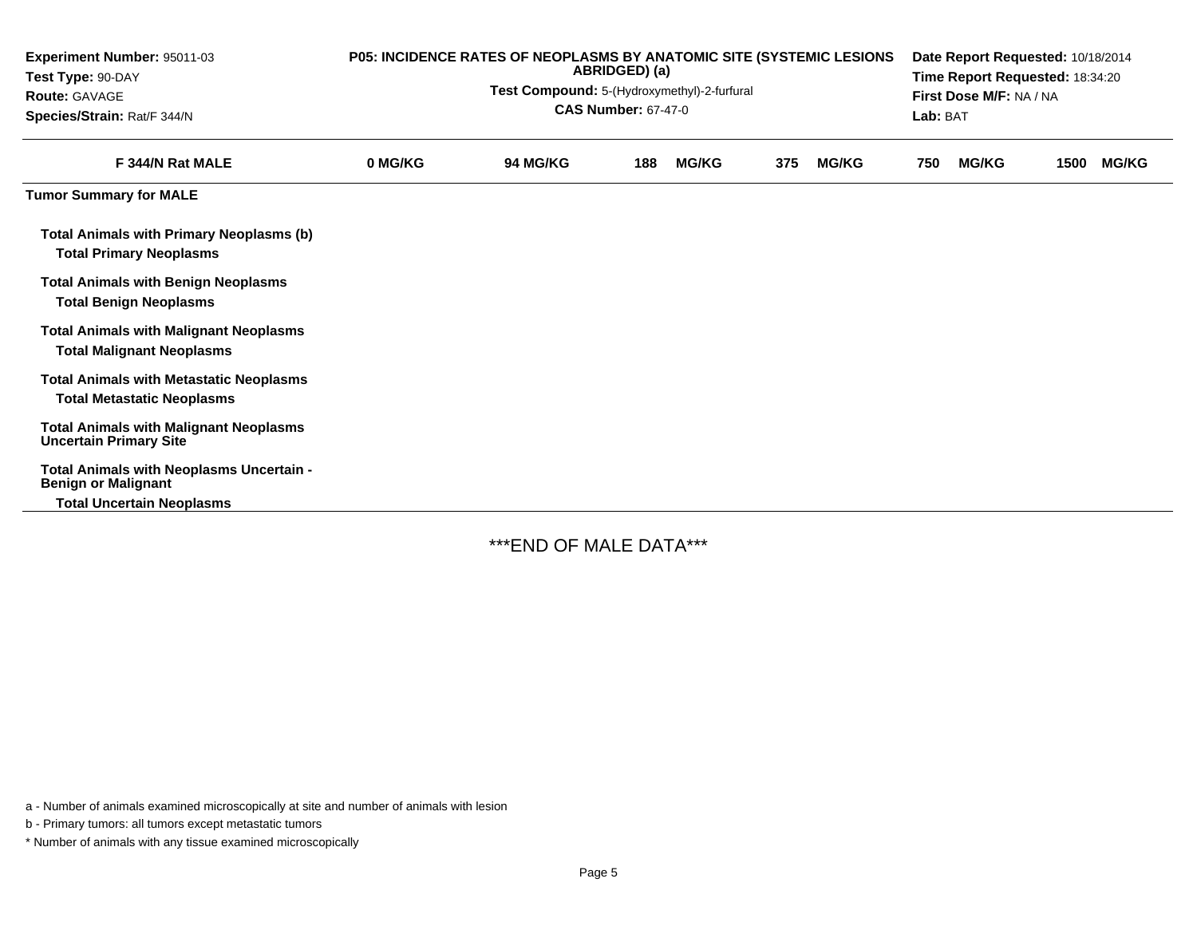Experiment Number: 95011-03
Test Type: 90-DAY
Route: GAVAGE
Species/Strain: Rat/F 344/N

P05: INCIDENCE RATES OF NEOPLASMS BY ANATOMIC SITE (SYSTEMIC LESIONS ABRIDGED) (a)
Test Compound: 5-(Hydroxymethyl)-2-furfural
CAS Number: 67-47-0

Date Report Requested: 10/18/2014
Time Report Requested: 18:34:20
First Dose M/F: NA / NA
Lab: BAT

| F 344/N Rat MALE | 0 MG/KG | 94 MG/KG | 188 MG/KG | 375 MG/KG | 750 MG/KG | 1500 MG/KG |
|---|---|---|---|---|---|---|
| **Tumor Summary for MALE** | | | | | | |
| **Total Animals with Primary Neoplasms (b)** | | | | | | |
| **Total Primary Neoplasms** | | | | | | |
| **Total Animals with Benign Neoplasms** | | | | | | |
| **Total Benign Neoplasms** | | | | | | |
| **Total Animals with Malignant Neoplasms** | | | | | | |
| **Total Malignant Neoplasms** | | | | | | |
| **Total Animals with Metastatic Neoplasms** | | | | | | |
| **Total Metastatic Neoplasms** | | | | | | |
| **Total Animals with Malignant Neoplasms Uncertain Primary Site** | | | | | | |
| **Total Animals with Neoplasms Uncertain - Benign or Malignant** | | | | | | |
| **Total Uncertain Neoplasms** | | | | | | |

***END OF MALE DATA***

a - Number of animals examined microscopically at site and number of animals with lesion

b - Primary tumors: all tumors except metastatic tumors

* Number of animals with any tissue examined microscopically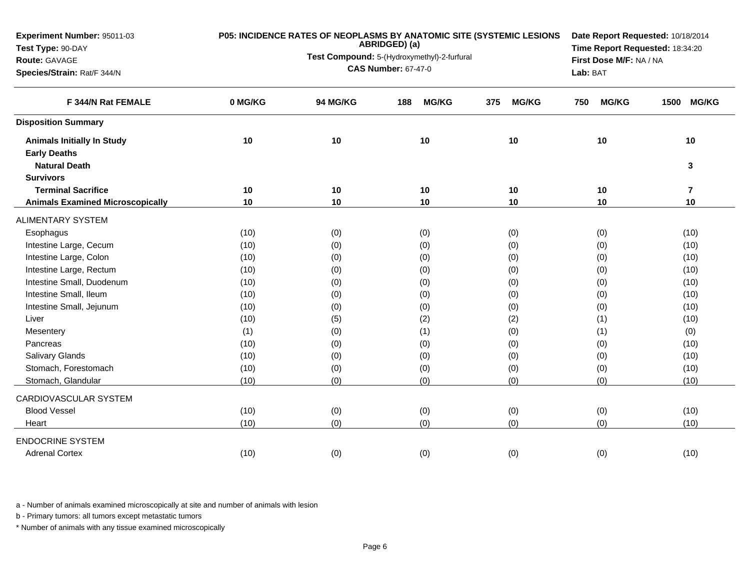**Experiment Number:** 95011-03
**Test Type:** 90-DAY
**Route:** GAVAGE
**Species/Strain:** Rat/F 344/N

**P05: INCIDENCE RATES OF NEOPLASMS BY ANATOMIC SITE (SYSTEMIC LESIONS ABRIDGED) (a)**
**Test Compound:** 5-(Hydroxymethyl)-2-furfural
**CAS Number:** 67-47-0

**Date Report Requested:** 10/18/2014
**Time Report Requested:** 18:34:20
**First Dose M/F:** NA / NA
**Lab:** BAT

| F 344/N Rat FEMALE | 0 MG/KG | 94 MG/KG | 188 MG/KG | 375 MG/KG | 750 MG/KG | 1500 MG/KG |
|---|---|---|---|---|---|---|
| **Disposition Summary** | | | | | | |
| **Animals Initially In Study** | **10** | **10** | **10** | **10** | **10** | **10** |
| **Early Deaths** | | | | | | |
| **Natural Death** | | | | | | **3** |
| **Survivors** | | | | | | |
| **Terminal Sacrifice** | **10** | **10** | **10** | **10** | **10** | **7** |
| **Animals Examined Microscopically** | **10** | **10** | **10** | **10** | **10** | **10** |
| ALIMENTARY SYSTEM | | | | | | |
| Esophagus | (10) | (0) | (0) | (0) | (0) | (10) |
| Intestine Large, Cecum | (10) | (0) | (0) | (0) | (0) | (10) |
| Intestine Large, Colon | (10) | (0) | (0) | (0) | (0) | (10) |
| Intestine Large, Rectum | (10) | (0) | (0) | (0) | (0) | (10) |
| Intestine Small, Duodenum | (10) | (0) | (0) | (0) | (0) | (10) |
| Intestine Small, Ileum | (10) | (0) | (0) | (0) | (0) | (10) |
| Intestine Small, Jejunum | (10) | (0) | (0) | (0) | (0) | (10) |
| Liver | (10) | (5) | (2) | (2) | (1) | (10) |
| Mesentery | (1) | (0) | (1) | (0) | (1) | (0) |
| Pancreas | (10) | (0) | (0) | (0) | (0) | (10) |
| Salivary Glands | (10) | (0) | (0) | (0) | (0) | (10) |
| Stomach, Forestomach | (10) | (0) | (0) | (0) | (0) | (10) |
| Stomach, Glandular | (10) | (0) | (0) | (0) | (0) | (10) |
| CARDIOVASCULAR SYSTEM | | | | | | |
| Blood Vessel | (10) | (0) | (0) | (0) | (0) | (10) |
| Heart | (10) | (0) | (0) | (0) | (0) | (10) |
| ENDOCRINE SYSTEM | | | | | | |
| Adrenal Cortex | (10) | (0) | (0) | (0) | (0) | (10) |

a - Number of animals examined microscopically at site and number of animals with lesion

b - Primary tumors: all tumors except metastatic tumors

* Number of animals with any tissue examined microscopically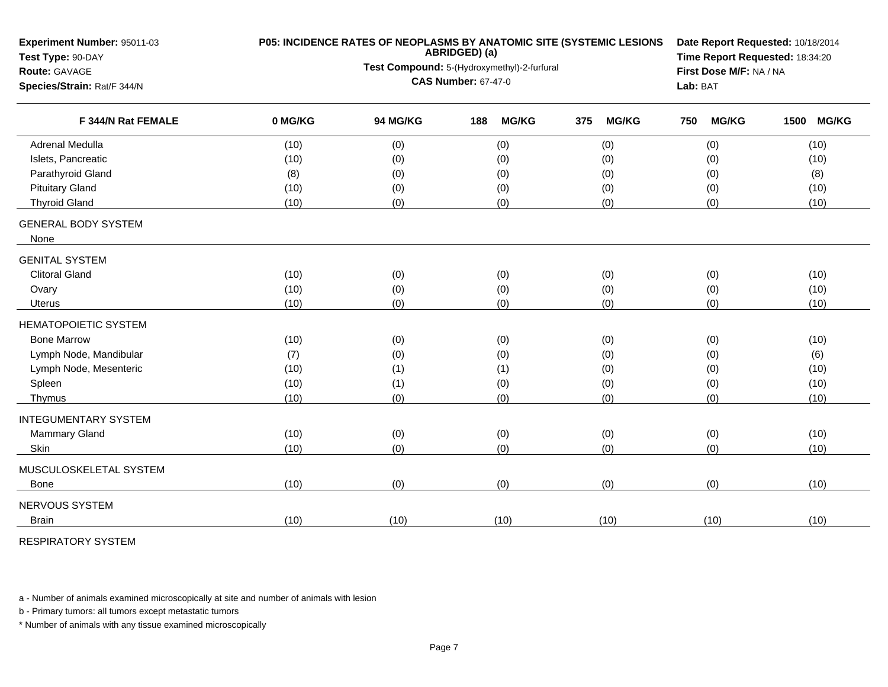**Experiment Number:** 95011-03
**Test Type:** 90-DAY
**Route:** GAVAGE
**Species/Strain:** Rat/F 344/N

**P05: INCIDENCE RATES OF NEOPLASMS BY ANATOMIC SITE (SYSTEMIC LESIONS ABRIDGED) (a)**
**Test Compound:** 5-(Hydroxymethyl)-2-furfural
**CAS Number:** 67-47-0

**Date Report Requested:** 10/18/2014
**Time Report Requested:** 18:34:20
**First Dose M/F:** NA / NA
**Lab:** BAT

| F 344/N Rat FEMALE | 0 MG/KG | 94 MG/KG | 188 MG/KG | 375 MG/KG | 750 MG/KG | 1500 MG/KG |
|---|---|---|---|---|---|---|
| Adrenal Medulla | (10) | (0) | (0) | (0) | (0) | (10) |
| Islets, Pancreatic | (10) | (0) | (0) | (0) | (0) | (10) |
| Parathyroid Gland | (8) | (0) | (0) | (0) | (0) | (8) |
| Pituitary Gland | (10) | (0) | (0) | (0) | (0) | (10) |
| Thyroid Gland | (10) | (0) | (0) | (0) | (0) | (10) |
| GENERAL BODY SYSTEM | | | | | | |
| None | | | | | | |
| GENITAL SYSTEM | | | | | | |
| Clitoral Gland | (10) | (0) | (0) | (0) | (0) | (10) |
| Ovary | (10) | (0) | (0) | (0) | (0) | (10) |
| Uterus | (10) | (0) | (0) | (0) | (0) | (10) |
| HEMATOPOIETIC SYSTEM | | | | | | |
| Bone Marrow | (10) | (0) | (0) | (0) | (0) | (10) |
| Lymph Node, Mandibular | (7) | (0) | (0) | (0) | (0) | (6) |
| Lymph Node, Mesenteric | (10) | (1) | (1) | (0) | (0) | (10) |
| Spleen | (10) | (1) | (0) | (0) | (0) | (10) |
| Thymus | (10) | (0) | (0) | (0) | (0) | (10) |
| INTEGUMENTARY SYSTEM | | | | | | |
| Mammary Gland | (10) | (0) | (0) | (0) | (0) | (10) |
| Skin | (10) | (0) | (0) | (0) | (0) | (10) |
| MUSCULOSKELETAL SYSTEM | | | | | | |
| Bone | (10) | (0) | (0) | (0) | (0) | (10) |
| NERVOUS SYSTEM | | | | | | |
| Brain | (10) | (10) | (10) | (10) | (10) | (10) |
| RESPIRATORY SYSTEM | | | | | | |

a - Number of animals examined microscopically at site and number of animals with lesion

b - Primary tumors: all tumors except metastatic tumors

\* Number of animals with any tissue examined microscopically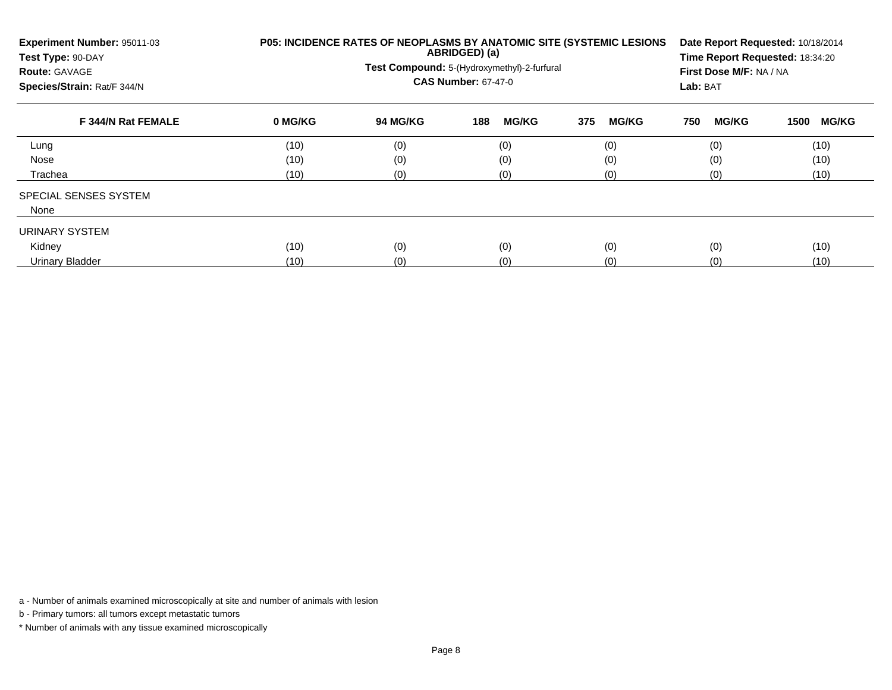**Experiment Number:** 95011-03
**Test Type:** 90-DAY
**Route:** GAVAGE
**Species/Strain:** Rat/F 344/N

**P05: INCIDENCE RATES OF NEOPLASMS BY ANATOMIC SITE (SYSTEMIC LESIONS ABRIDGED) (a)**
**Test Compound:** 5-(Hydroxymethyl)-2-furfural
**CAS Number:** 67-47-0

**Date Report Requested:** 10/18/2014
**Time Report Requested:** 18:34:20
**First Dose M/F:** NA / NA
**Lab:** BAT

| F 344/N Rat FEMALE | 0 MG/KG | 94 MG/KG | 188 MG/KG | 375 MG/KG | 750 MG/KG | 1500 MG/KG |
|---|---|---|---|---|---|---|
| Lung | (10) | (0) | (0) | (0) | (0) | (10) |
| Nose | (10) | (0) | (0) | (0) | (0) | (10) |
| Trachea | (10) | (0) | (0) | (0) | (0) | (10) |
| SPECIAL SENSES SYSTEM | | | | | | |
| None | | | | | | |
| URINARY SYSTEM | | | | | | |
| Kidney | (10) | (0) | (0) | (0) | (0) | (10) |
| Urinary Bladder | (10) | (0) | (0) | (0) | (0) | (10) |

a - Number of animals examined microscopically at site and number of animals with lesion

b - Primary tumors: all tumors except metastatic tumors

* Number of animals with any tissue examined microscopically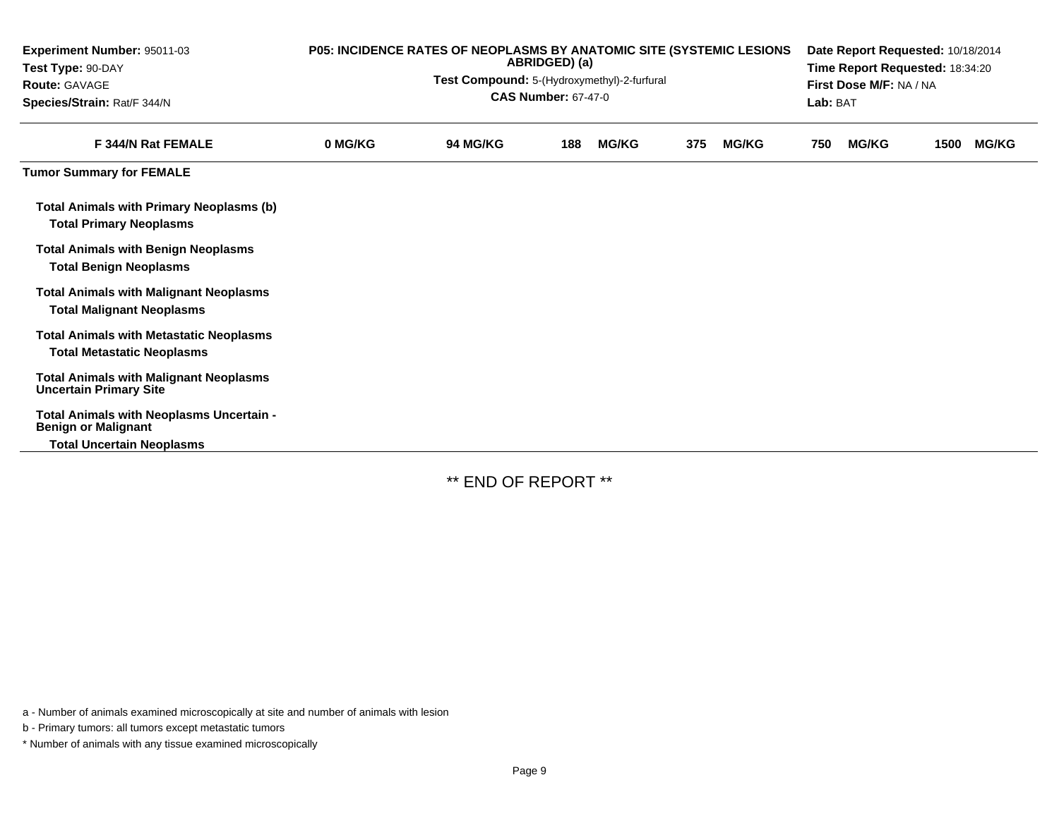**Experiment Number:** 95011-03
**Test Type:** 90-DAY
**Route:** GAVAGE
**Species/Strain:** Rat/F 344/N

**P05: INCIDENCE RATES OF NEOPLASMS BY ANATOMIC SITE (SYSTEMIC LESIONS ABRIDGED) (a)**

**Test Compound:** 5-(Hydroxymethyl)-2-furfural
**CAS Number:** 67-47-0

**Date Report Requested:** 10/18/2014
**Time Report Requested:** 18:34:20
**First Dose M/F:** NA / NA
**Lab:** BAT

| F 344/N Rat FEMALE | 0 MG/KG | 94 MG/KG | 188 MG/KG | 375 MG/KG | 750 MG/KG | 1500 MG/KG |
|---|---|---|---|---|---|---|
| **Tumor Summary for FEMALE** | | | | | | |
| **Total Animals with Primary Neoplasms (b)** | | | | | | |
| **Total Primary Neoplasms** | | | | | | |
| **Total Animals with Benign Neoplasms** | | | | | | |
| **Total Benign Neoplasms** | | | | | | |
| **Total Animals with Malignant Neoplasms** | | | | | | |
| **Total Malignant Neoplasms** | | | | | | |
| **Total Animals with Metastatic Neoplasms** | | | | | | |
| **Total Metastatic Neoplasms** | | | | | | |
| **Total Animals with Malignant Neoplasms Uncertain Primary Site** | | | | | | |
| **Total Animals with Neoplasms Uncertain - Benign or Malignant** | | | | | | |
| **Total Uncertain Neoplasms** | | | | | | |

** END OF REPORT **

a - Number of animals examined microscopically at site and number of animals with lesion

b - Primary tumors: all tumors except metastatic tumors

* Number of animals with any tissue examined microscopically